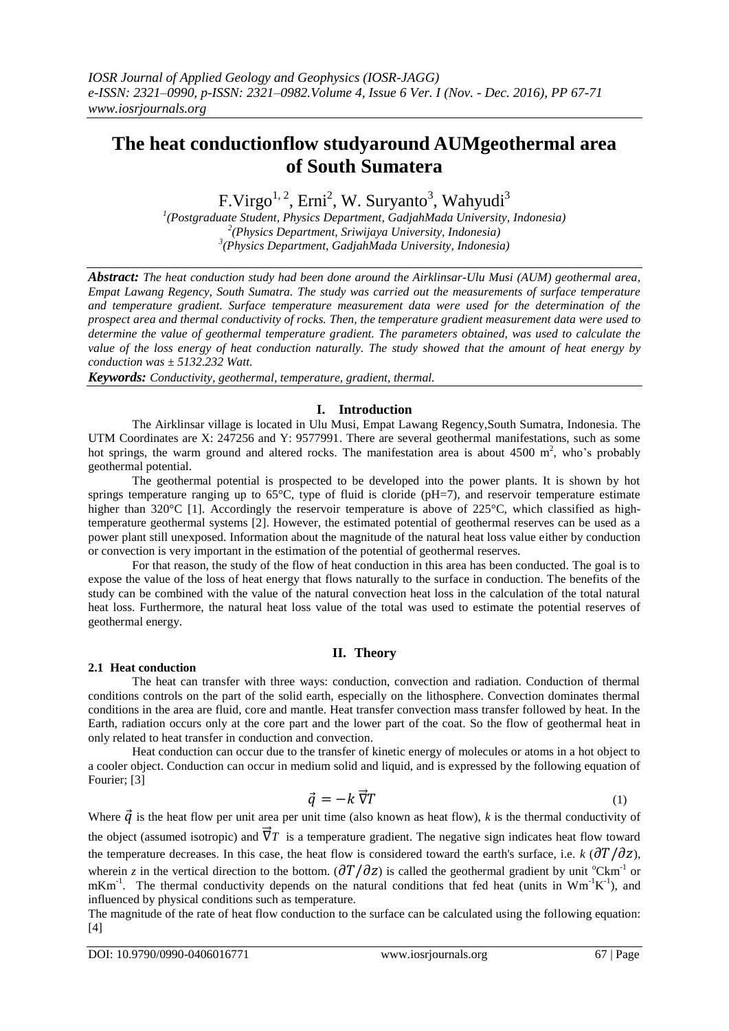# The heat conductionflow studyaround AUMgeothermal area of South Sumatera

F.Virgo[1, 2], Erni[2], W. Suryanto[3], Wahyudi[3]

[1](Postgraduate Student, Physics Department, GadjahMada University, Indonesia)
[2](Physics Department, Sriwijaya University, Indonesia)
[3](Physics Department, GadjahMada University, Indonesia)

***Abstract:*** *The heat conduction study had been done around the Airklinsar-Ulu Musi (AUM) geothermal area, Empat Lawang Regency, South Sumatra. The study was carried out the measurements of surface temperature and temperature gradient. Surface temperature measurement data were used for the determination of the prospect area and thermal conductivity of rocks. Then, the temperature gradient measurement data were used to determine the value of geothermal temperature gradient. The parameters obtained, was used to calculate the value of the loss energy of heat conduction naturally. The study showed that the amount of heat energy by conduction was ± 5132.232 Watt.*

***Keywords:*** *Conductivity, geothermal, temperature, gradient, thermal.*

## I. Introduction

The Airklinsar village is located in Ulu Musi, Empat Lawang Regency,South Sumatra, Indonesia. The UTM Coordinates are X: 247256 and Y: 9577991. There are several geothermal manifestations, such as some hot springs, the warm ground and altered rocks. The manifestation area is about 4500 m$^2$, who's probably geothermal potential.

The geothermal potential is prospected to be developed into the power plants. It is shown by hot springs temperature ranging up to 65°C, type of fluid is cloride (pH=7), and reservoir temperature estimate higher than 320°C [1]. Accordingly the reservoir temperature is above of 225°C, which classified as high-temperature geothermal systems [2]. However, the estimated potential of geothermal reserves can be used as a power plant still unexposed. Information about the magnitude of the natural heat loss value either by conduction or convection is very important in the estimation of the potential of geothermal reserves.

For that reason, the study of the flow of heat conduction in this area has been conducted. The goal is to expose the value of the loss of heat energy that flows naturally to the surface in conduction. The benefits of the study can be combined with the value of the natural convection heat loss in the calculation of the total natural heat loss. Furthermore, the natural heat loss value of the total was used to estimate the potential reserves of geothermal energy.

## II. Theory

### 2.1 Heat conduction

The heat can transfer with three ways: conduction, convection and radiation. Conduction of thermal conditions controls on the part of the solid earth, especially on the lithosphere. Convection dominates thermal conditions in the area are fluid, core and mantle. Heat transfer convection mass transfer followed by heat. In the Earth, radiation occurs only at the core part and the lower part of the coat. So the flow of geothermal heat in only related to heat transfer in conduction and convection.

Heat conduction can occur due to the transfer of kinetic energy of molecules or atoms in a hot object to a cooler object. Conduction can occur in medium solid and liquid, and is expressed by the following equation of Fourier; [3]

$$\vec{q} = -k\,\vec{\nabla}T \tag{1}$$

Where $\vec{q}$ is the heat flow per unit area per unit time (also known as heat flow), $k$ is the thermal conductivity of the object (assumed isotropic) and $\vec{\nabla}T$ is a temperature gradient. The negative sign indicates heat flow toward the temperature decreases. In this case, the heat flow is considered toward the earth's surface, i.e. $k\ (\partial T/\partial z)$, wherein $z$ in the vertical direction to the bottom. $(\partial T/\partial z)$ is called the geothermal gradient by unit $^{o}\text{Ckm}^{-1}$ or $\text{mKm}^{-1}$. The thermal conductivity depends on the natural conditions that fed heat (units in $\text{Wm}^{-1}\text{K}^{-1}$), and influenced by physical conditions such as temperature.

The magnitude of the rate of heat flow conduction to the surface can be calculated using the following equation: [4]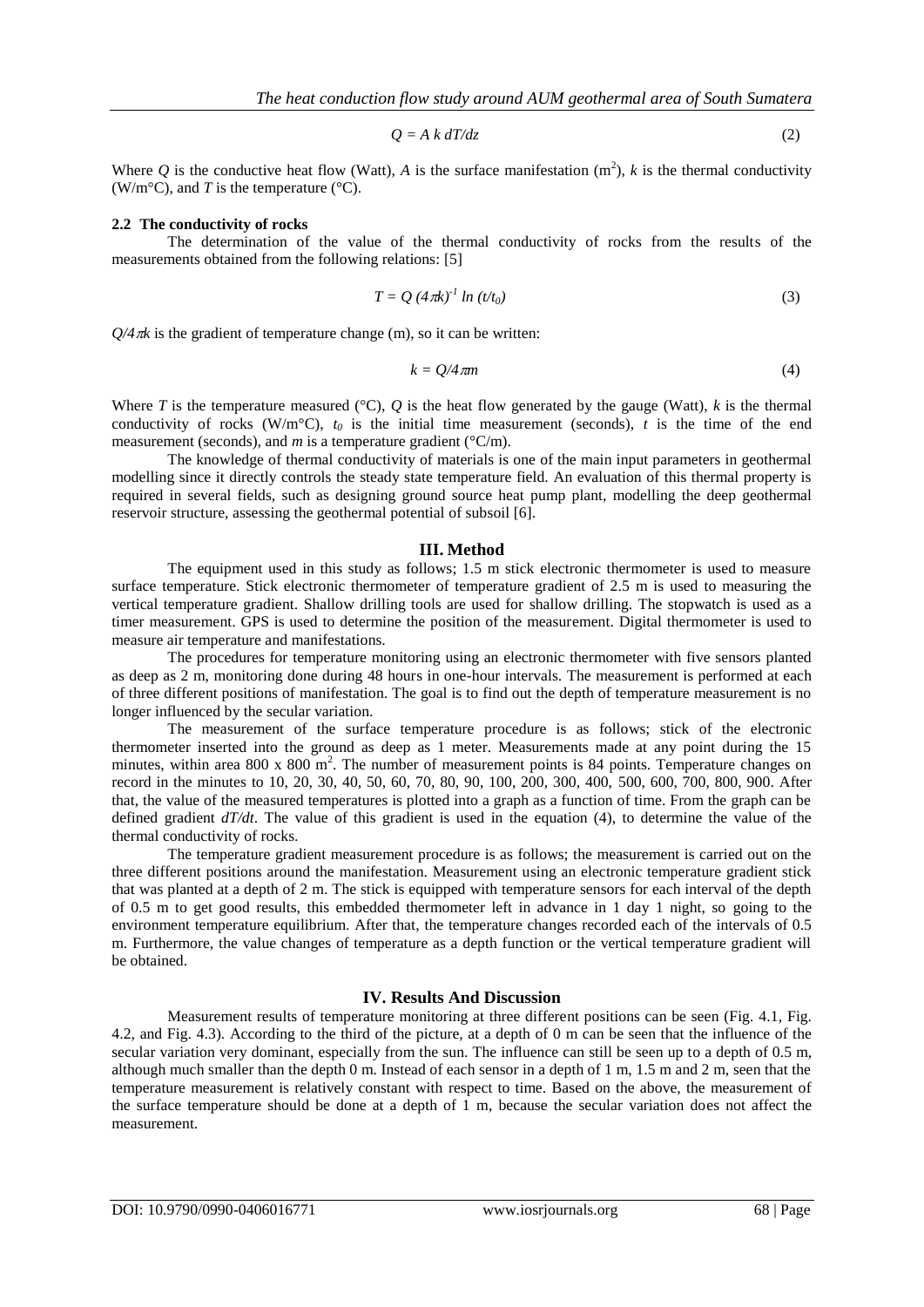$$Q = A\,k\,dT/dz \tag{2}$$

Where $Q$ is the conductive heat flow (Watt), $A$ is the surface manifestation ($m^2$), $k$ is the thermal conductivity (W/m°C), and $T$ is the temperature (°C).

### 2.2 The conductivity of rocks

The determination of the value of the thermal conductivity of rocks from the results of the measurements obtained from the following relations: [5]

$$T = Q\,(4\pi k)^{-1}\ln(t/t_0) \tag{3}$$

$Q/4\pi k$ is the gradient of temperature change (m), so it can be written:

$$k = Q/4\pi m \tag{4}$$

Where $T$ is the temperature measured (°C), $Q$ is the heat flow generated by the gauge (Watt), $k$ is the thermal conductivity of rocks (W/m°C), $t_0$ is the initial time measurement (seconds), $t$ is the time of the end measurement (seconds), and $m$ is a temperature gradient (°C/m).

The knowledge of thermal conductivity of materials is one of the main input parameters in geothermal modelling since it directly controls the steady state temperature field. An evaluation of this thermal property is required in several fields, such as designing ground source heat pump plant, modelling the deep geothermal reservoir structure, assessing the geothermal potential of subsoil [6].

## III. Method

The equipment used in this study as follows; 1.5 m stick electronic thermometer is used to measure surface temperature. Stick electronic thermometer of temperature gradient of 2.5 m is used to measuring the vertical temperature gradient. Shallow drilling tools are used for shallow drilling. The stopwatch is used as a timer measurement. GPS is used to determine the position of the measurement. Digital thermometer is used to measure air temperature and manifestations.

The procedures for temperature monitoring using an electronic thermometer with five sensors planted as deep as 2 m, monitoring done during 48 hours in one-hour intervals. The measurement is performed at each of three different positions of manifestation. The goal is to find out the depth of temperature measurement is no longer influenced by the secular variation.

The measurement of the surface temperature procedure is as follows; stick of the electronic thermometer inserted into the ground as deep as 1 meter. Measurements made at any point during the 15 minutes, within area 800 x 800 $m^2$. The number of measurement points is 84 points. Temperature changes on record in the minutes to 10, 20, 30, 40, 50, 60, 70, 80, 90, 100, 200, 300, 400, 500, 600, 700, 800, 900. After that, the value of the measured temperatures is plotted into a graph as a function of time. From the graph can be defined gradient $dT/dt$. The value of this gradient is used in the equation (4), to determine the value of the thermal conductivity of rocks.

The temperature gradient measurement procedure is as follows; the measurement is carried out on the three different positions around the manifestation. Measurement using an electronic temperature gradient stick that was planted at a depth of 2 m. The stick is equipped with temperature sensors for each interval of the depth of 0.5 m to get good results, this embedded thermometer left in advance in 1 day 1 night, so going to the environment temperature equilibrium. After that, the temperature changes recorded each of the intervals of 0.5 m. Furthermore, the value changes of temperature as a depth function or the vertical temperature gradient will be obtained.

## IV. Results And Discussion

Measurement results of temperature monitoring at three different positions can be seen (Fig. 4.1, Fig. 4.2, and Fig. 4.3). According to the third of the picture, at a depth of 0 m can be seen that the influence of the secular variation very dominant, especially from the sun. The influence can still be seen up to a depth of 0.5 m, although much smaller than the depth 0 m. Instead of each sensor in a depth of 1 m, 1.5 m and 2 m, seen that the temperature measurement is relatively constant with respect to time. Based on the above, the measurement of the surface temperature should be done at a depth of 1 m, because the secular variation does not affect the measurement.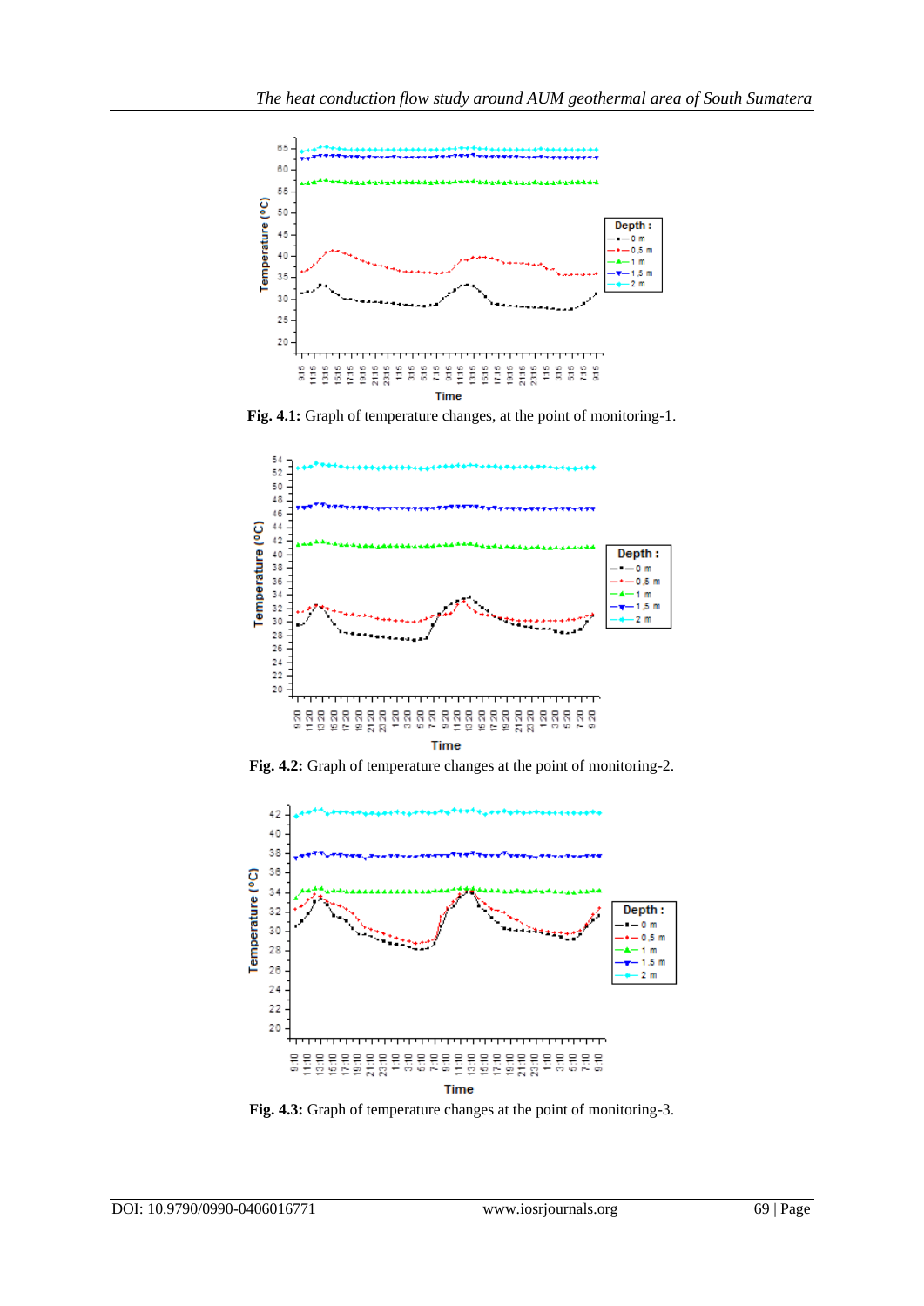Fig. 4.1: Graph of temperature changes, at the point of monitoring-1.

Fig. 4.2: Graph of temperature changes at the point of monitoring-2.

Fig. 4.3: Graph of temperature changes at the point of monitoring-3.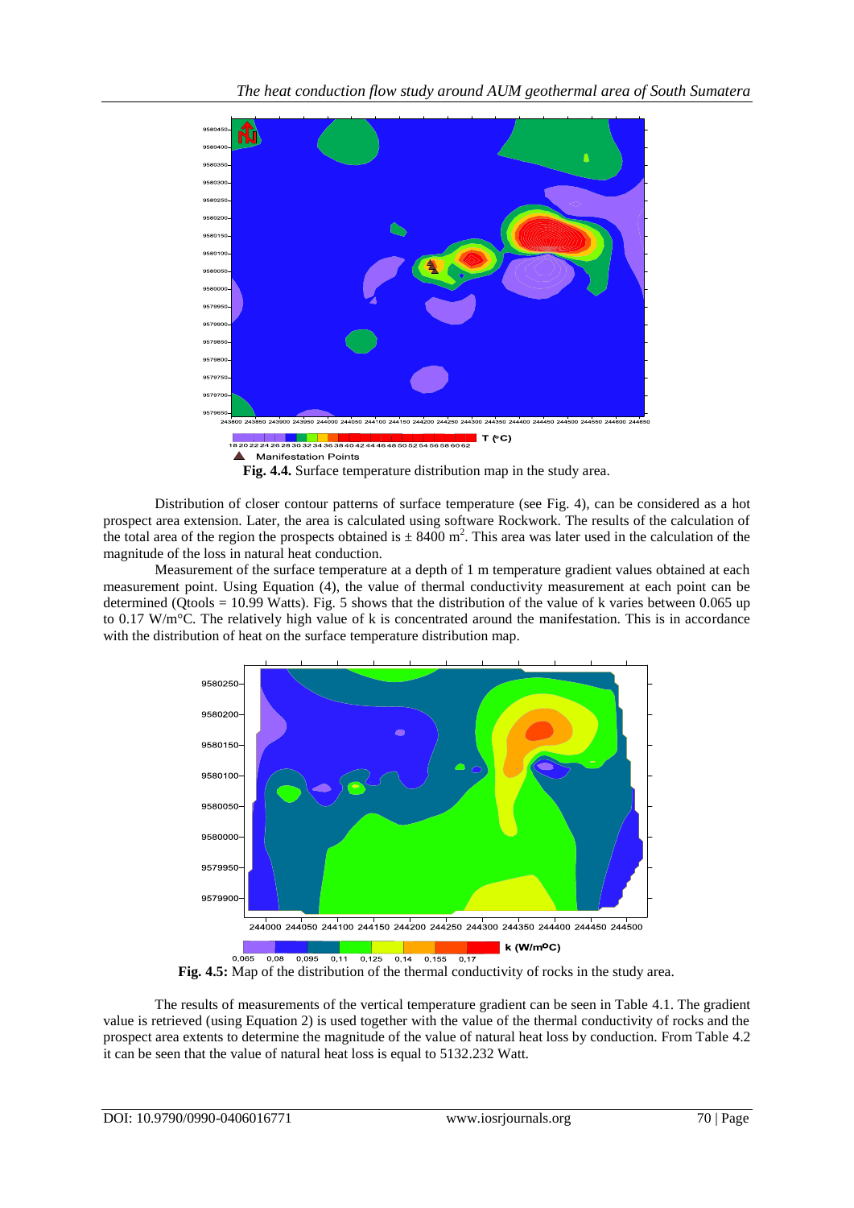**Fig. 4.4.** Surface temperature distribution map in the study area.

Distribution of closer contour patterns of surface temperature (see Fig. 4), can be considered as a hot prospect area extension. Later, the area is calculated using software Rockwork. The results of the calculation of the total area of the region the prospects obtained is ± 8400 $m^2$. This area was later used in the calculation of the magnitude of the loss in natural heat conduction.

Measurement of the surface temperature at a depth of 1 m temperature gradient values obtained at each measurement point. Using Equation (4), the value of thermal conductivity measurement at each point can be determined (Qtools = 10.99 Watts). Fig. 5 shows that the distribution of the value of k varies between 0.065 up to 0.17 W/m°C. The relatively high value of k is concentrated around the manifestation. This is in accordance with the distribution of heat on the surface temperature distribution map.

**Fig. 4.5:** Map of the distribution of the thermal conductivity of rocks in the study area.

The results of measurements of the vertical temperature gradient can be seen in Table 4.1. The gradient value is retrieved (using Equation 2) is used together with the value of the thermal conductivity of rocks and the prospect area extents to determine the magnitude of the value of natural heat loss by conduction. From Table 4.2 it can be seen that the value of natural heat loss is equal to 5132.232 Watt.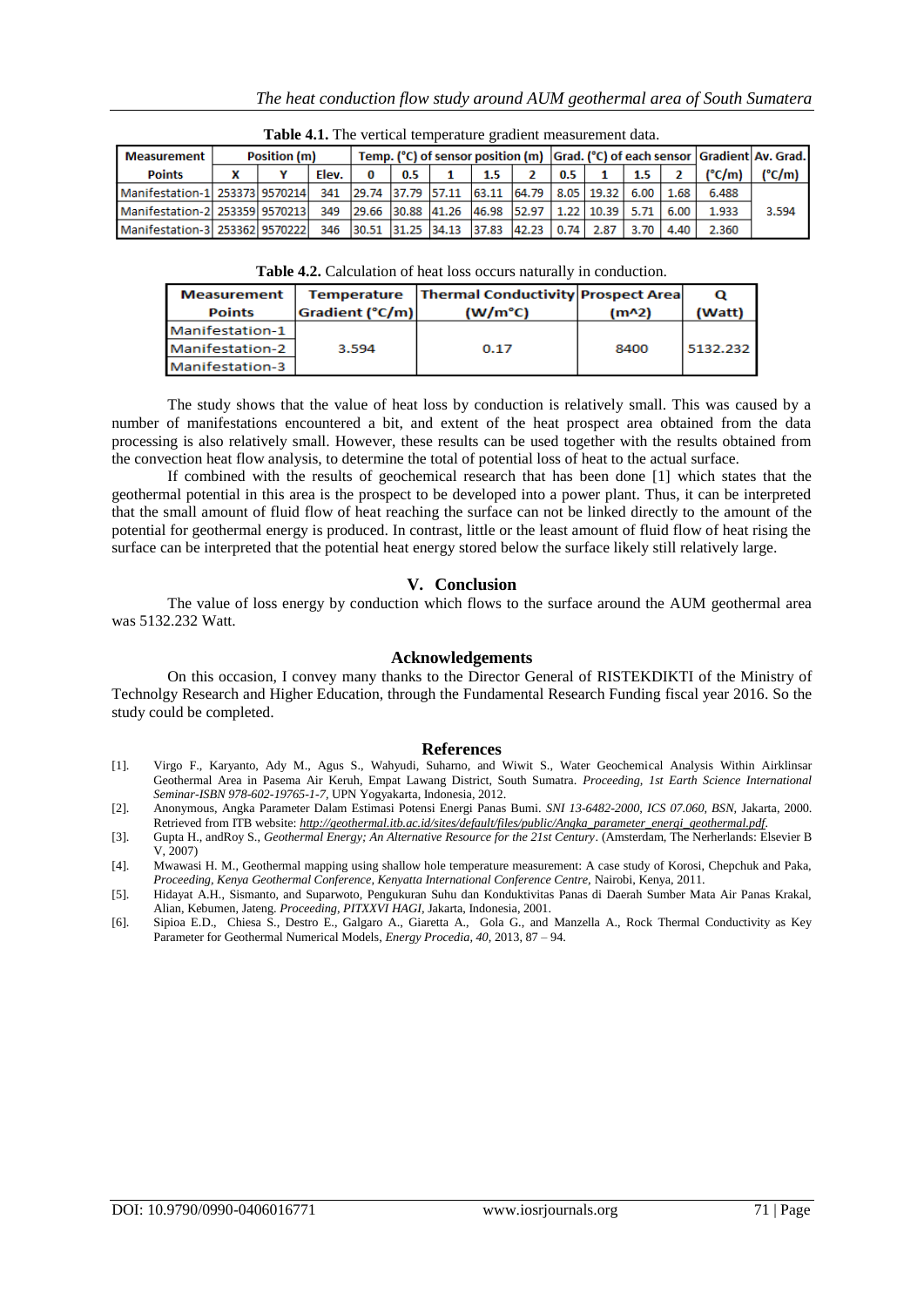**Table 4.1.** The vertical temperature gradient measurement data.

| Measurement Points | Position (m) | | | Temp. (°C) of sensor position (m) | | | | | Grad. (°C) of each sensor | | | | Gradient | Av. Grad. |
|---|---|---|---|---|---|---|---|---|---|---|---|---|---|---|
| | X | Y | Elev. | 0 | 0.5 | 1 | 1.5 | 2 | 0.5 | 1 | 1.5 | 2 | (°C/m) | (°C/m) |
| Manifestation-1 | 253373 | 9570214 | 341 | 29.74 | 37.79 | 57.11 | 63.11 | 64.79 | 8.05 | 19.32 | 6.00 | 1.68 | 6.488 | 3.594 |
| Manifestation-2 | 253359 | 9570213 | 349 | 29.66 | 30.88 | 41.26 | 46.98 | 52.97 | 1.22 | 10.39 | 5.71 | 6.00 | 1.933 | |
| Manifestation-3 | 253362 | 9570222 | 346 | 30.51 | 31.25 | 34.13 | 37.83 | 42.23 | 0.74 | 2.87 | 3.70 | 4.40 | 2.360 | |

**Table 4.2.** Calculation of heat loss occurs naturally in conduction.

| Measurement Points | Temperature Gradient (°C/m) | Thermal Conductivity (W/m°C) | Prospect Area (m^2) | Q (Watt) |
|---|---|---|---|---|
| Manifestation-1 | 3.594 | 0.17 | 8400 | 5132.232 |
| Manifestation-2 | | | | |
| Manifestation-3 | | | | |

The study shows that the value of heat loss by conduction is relatively small. This was caused by a number of manifestations encountered a bit, and extent of the heat prospect area obtained from the data processing is also relatively small. However, these results can be used together with the results obtained from the convection heat flow analysis, to determine the total of potential loss of heat to the actual surface.

If combined with the results of geochemical research that has been done [1] which states that the geothermal potential in this area is the prospect to be developed into a power plant. Thus, it can be interpreted that the small amount of fluid flow of heat reaching the surface can not be linked directly to the amount of the potential for geothermal energy is produced. In contrast, little or the least amount of fluid flow of heat rising the surface can be interpreted that the potential heat energy stored below the surface likely still relatively large.

## V. Conclusion

The value of loss energy by conduction which flows to the surface around the AUM geothermal area was 5132.232 Watt.

## Acknowledgements

On this occasion, I convey many thanks to the Director General of RISTEKDIKTI of the Ministry of Technolgy Research and Higher Education, through the Fundamental Research Funding fiscal year 2016. So the study could be completed.

## References

[1]. Virgo F., Karyanto, Ady M., Agus S., Wahyudi, Suharno, and Wiwit S., Water Geochemical Analysis Within Airklinsar Geothermal Area in Pasema Air Keruh, Empat Lawang District, South Sumatra. *Proceeding, 1st Earth Science International Seminar-ISBN 978-602-19765-1-7*, UPN Yogyakarta, Indonesia, 2012.

[2]. Anonymous, Angka Parameter Dalam Estimasi Potensi Energi Panas Bumi. *SNI 13-6482-2000, ICS 07.060, BSN,* Jakarta, 2000. Retrieved from ITB website: *http://geothermal.itb.ac.id/sites/default/files/public/Angka_parameter_energi_geothermal.pdf*.

[3]. Gupta H., andRoy S., *Geothermal Energy; An Alternative Resource for the 21st Century*. (Amsterdam, The Nerherlands: Elsevier B V, 2007)

[4]. Mwawasi H. M., Geothermal mapping using shallow hole temperature measurement: A case study of Korosi, Chepchuk and Paka, *Proceeding, Kenya Geothermal Conference, Kenyatta International Conference Centre,* Nairobi, Kenya, 2011.

[5]. Hidayat A.H., Sismanto, and Suparwoto, Pengukuran Suhu dan Konduktivitas Panas di Daerah Sumber Mata Air Panas Krakal, Alian, Kebumen, Jateng. *Proceeding, PITXXVI HAGI*, Jakarta, Indonesia, 2001.

[6]. Sipioa E.D., Chiesa S., Destro E., Galgaro A., Giaretta A., Gola G., and Manzella A., Rock Thermal Conductivity as Key Parameter for Geothermal Numerical Models, *Energy Procedia, 40,* 2013, 87 – 94.